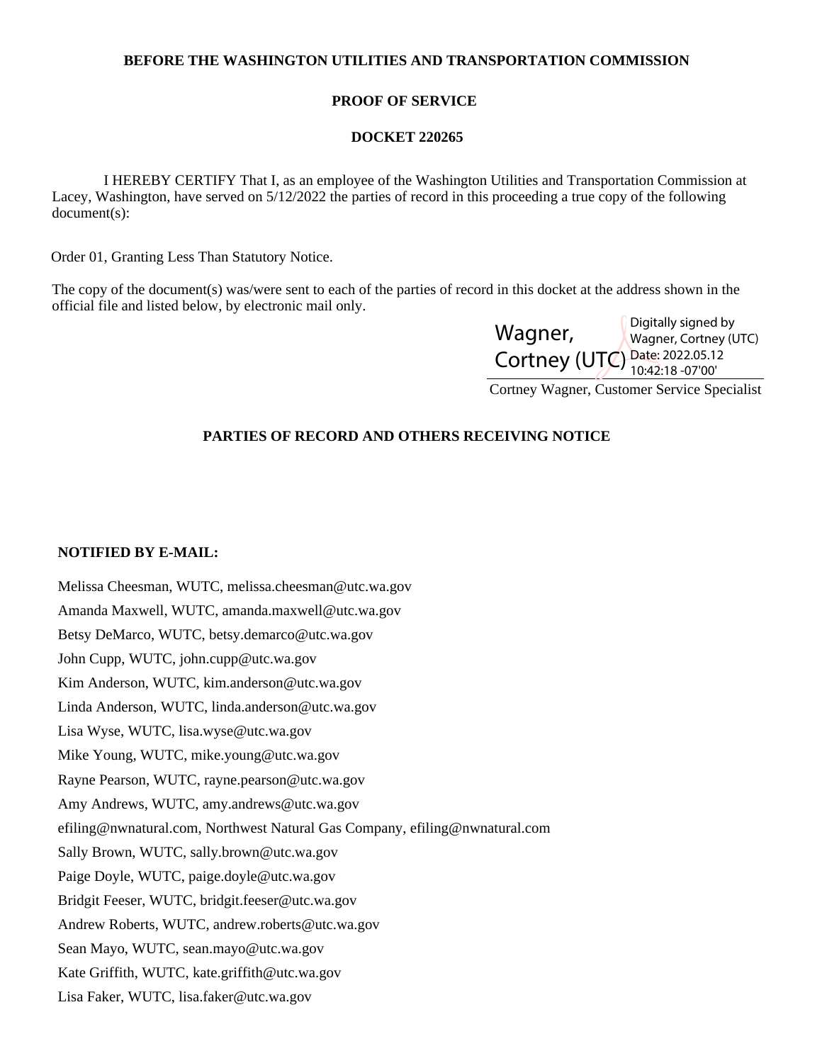**BEFORE THE WASHINGTON UTILITIES AND TRANSPORTATION COMMISSION**

**PROOF OF SERVICE**

**DOCKET 220265**

I HEREBY CERTIFY That I, as an employee of the Washington Utilities and Transportation Commission at Lacey, Washington, have served on 5/12/2022 the parties of record in this proceeding a true copy of the following document(s):

Order 01, Granting Less Than Statutory Notice.

The copy of the document(s) was/were sent to each of the parties of record in this docket at the address shown in the official file and listed below, by electronic mail only.

Wagner, Cortney (UTC) Digitally signed by Wagner, Cortney (UTC) Date: 2022.05.12 10:42:18 -07'00'

Cortney Wagner, Customer Service Specialist

**PARTIES OF RECORD AND OTHERS RECEIVING NOTICE**

**NOTIFIED BY E-MAIL:**

Melissa Cheesman, WUTC, melissa.cheesman@utc.wa.gov
Amanda Maxwell, WUTC, amanda.maxwell@utc.wa.gov
Betsy DeMarco, WUTC, betsy.demarco@utc.wa.gov
John Cupp, WUTC, john.cupp@utc.wa.gov
Kim Anderson, WUTC, kim.anderson@utc.wa.gov
Linda Anderson, WUTC, linda.anderson@utc.wa.gov
Lisa Wyse, WUTC, lisa.wyse@utc.wa.gov
Mike Young, WUTC, mike.young@utc.wa.gov
Rayne Pearson, WUTC, rayne.pearson@utc.wa.gov
Amy Andrews, WUTC, amy.andrews@utc.wa.gov
efiling@nwnatural.com, Northwest Natural Gas Company, efiling@nwnatural.com
Sally Brown, WUTC, sally.brown@utc.wa.gov
Paige Doyle, WUTC, paige.doyle@utc.wa.gov
Bridgit Feeser, WUTC, bridgit.feeser@utc.wa.gov
Andrew Roberts, WUTC, andrew.roberts@utc.wa.gov
Sean Mayo, WUTC, sean.mayo@utc.wa.gov
Kate Griffith, WUTC, kate.griffith@utc.wa.gov
Lisa Faker, WUTC, lisa.faker@utc.wa.gov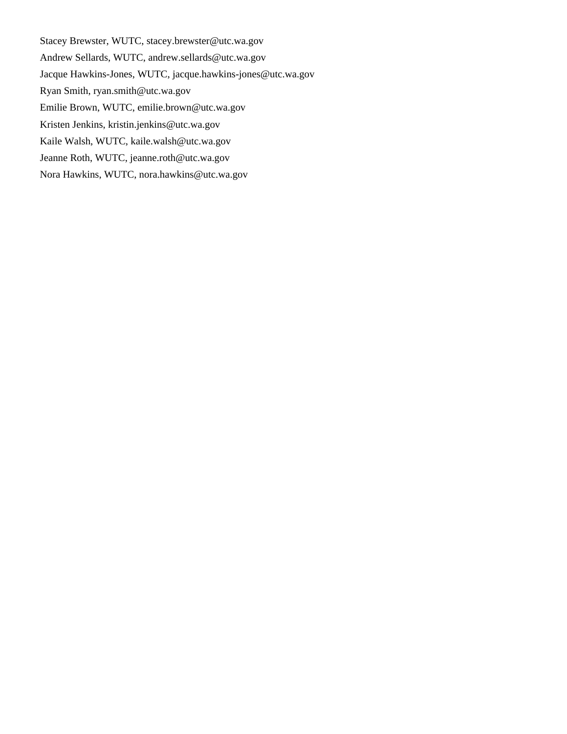Stacey Brewster, WUTC, stacey.brewster@utc.wa.gov

Andrew Sellards, WUTC, andrew.sellards@utc.wa.gov

Jacque Hawkins-Jones, WUTC, jacque.hawkins-jones@utc.wa.gov

Ryan Smith, ryan.smith@utc.wa.gov

Emilie Brown, WUTC, emilie.brown@utc.wa.gov

Kristen Jenkins, kristin.jenkins@utc.wa.gov

Kaile Walsh, WUTC, kaile.walsh@utc.wa.gov

Jeanne Roth, WUTC, jeanne.roth@utc.wa.gov

Nora Hawkins, WUTC, nora.hawkins@utc.wa.gov